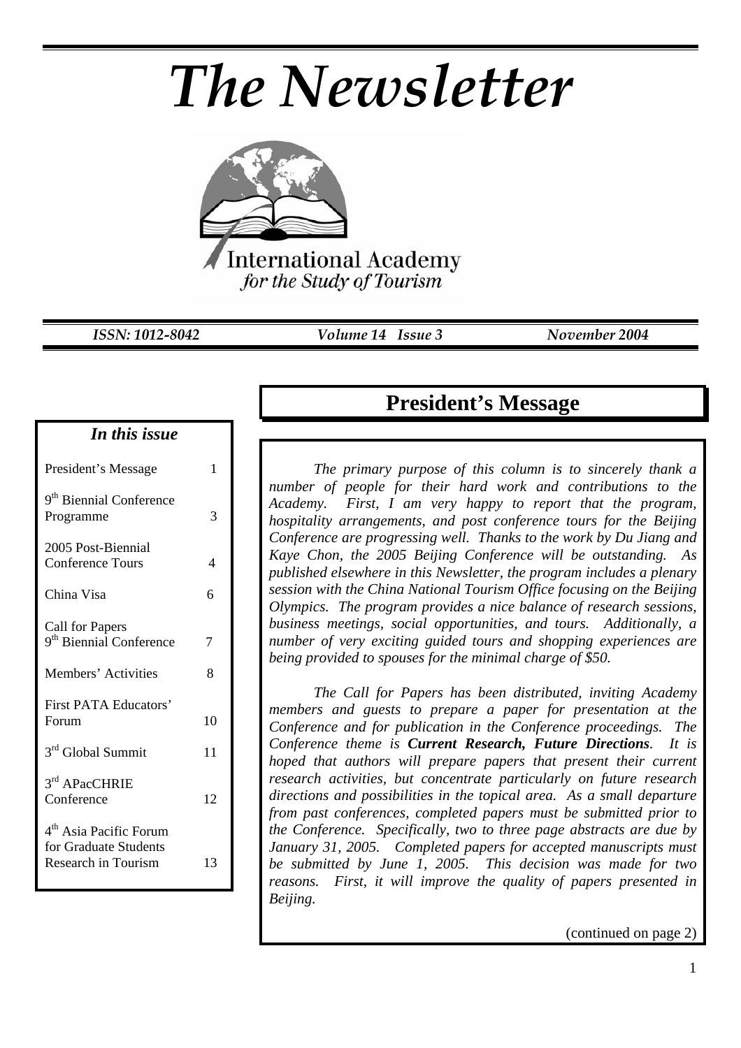# The Newsletter

International Academy
*for the Study of Tourism*

*ISSN: 1012-8042* *Volume 14 Issue 3* *November 2004*

### *In this issue*

| | |
|---|---|
| President's Message | 1 |
| 9th Biennial Conference Programme | 3 |
| 2005 Post-Biennial Conference Tours | 4 |
| China Visa | 6 |
| Call for Papers 9th Biennial Conference | 7 |
| Members' Activities | 8 |
| First PATA Educators' Forum | 10 |
| 3rd Global Summit | 11 |
| 3rd APacCHRIE Conference | 12 |
| 4th Asia Pacific Forum for Graduate Students Research in Tourism | 13 |

## President's Message

*The primary purpose of this column is to sincerely thank a number of people for their hard work and contributions to the Academy. First, I am very happy to report that the program, hospitality arrangements, and post conference tours for the Beijing Conference are progressing well. Thanks to the work by Du Jiang and Kaye Chon, the 2005 Beijing Conference will be outstanding. As published elsewhere in this Newsletter, the program includes a plenary session with the China National Tourism Office focusing on the Beijing Olympics. The program provides a nice balance of research sessions, business meetings, social opportunities, and tours. Additionally, a number of very exciting guided tours and shopping experiences are being provided to spouses for the minimal charge of $50.*

*The Call for Papers has been distributed, inviting Academy members and guests to prepare a paper for presentation at the Conference and for publication in the Conference proceedings. The Conference theme is **Current Research, Future Directions**. It is hoped that authors will prepare papers that present their current research activities, but concentrate particularly on future research directions and possibilities in the topical area. As a small departure from past conferences, completed papers must be submitted prior to the Conference. Specifically, two to three page abstracts are due by January 31, 2005. Completed papers for accepted manuscripts must be submitted by June 1, 2005. This decision was made for two reasons. First, it will improve the quality of papers presented in Beijing.*

(continued on page 2)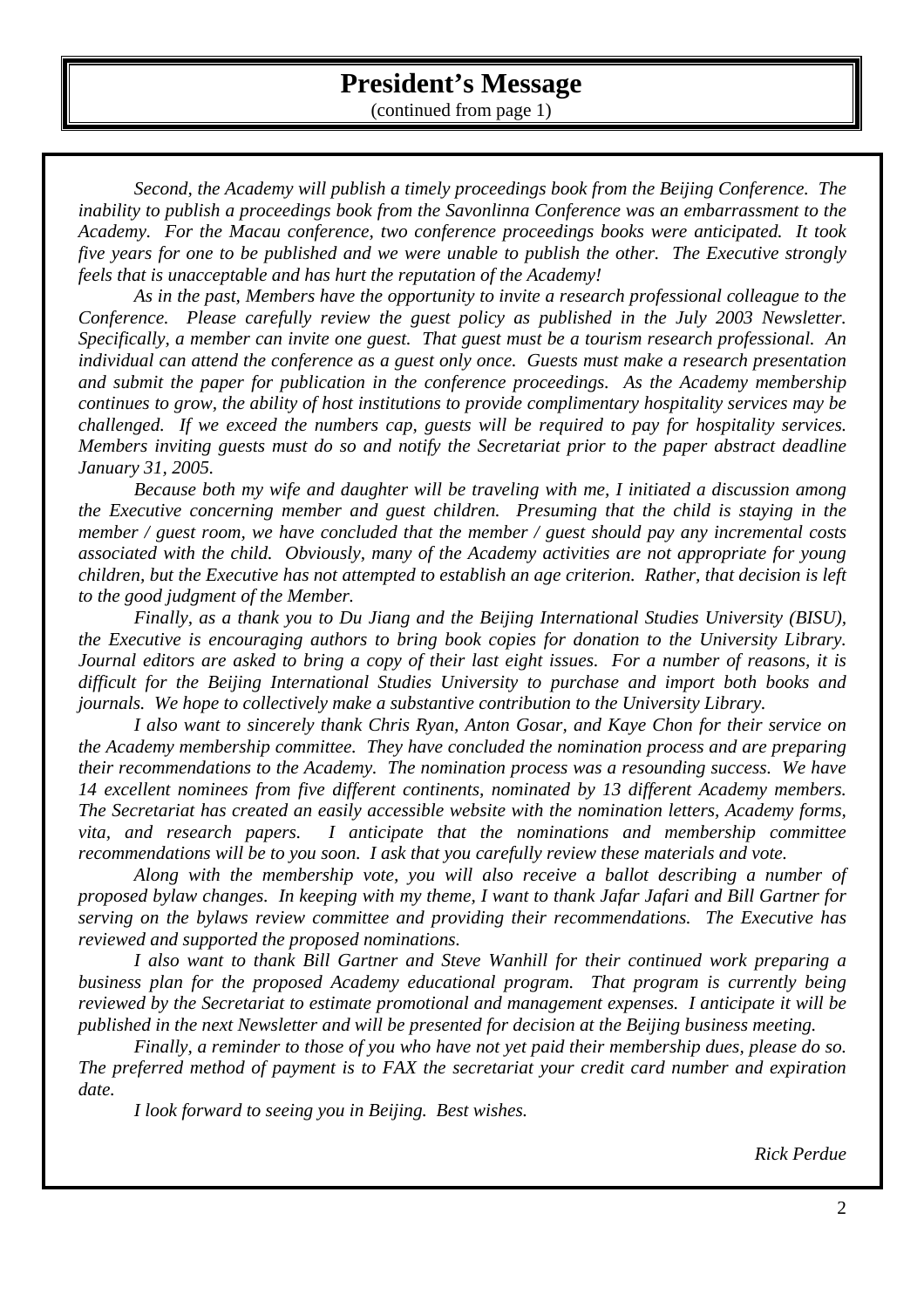# President's Message

(continued from page 1)

*Second, the Academy will publish a timely proceedings book from the Beijing Conference. The inability to publish a proceedings book from the Savonlinna Conference was an embarrassment to the Academy. For the Macau conference, two conference proceedings books were anticipated. It took five years for one to be published and we were unable to publish the other. The Executive strongly feels that is unacceptable and has hurt the reputation of the Academy!*

*As in the past, Members have the opportunity to invite a research professional colleague to the Conference. Please carefully review the guest policy as published in the July 2003 Newsletter. Specifically, a member can invite one guest. That guest must be a tourism research professional. An individual can attend the conference as a guest only once. Guests must make a research presentation and submit the paper for publication in the conference proceedings. As the Academy membership continues to grow, the ability of host institutions to provide complimentary hospitality services may be challenged. If we exceed the numbers cap, guests will be required to pay for hospitality services. Members inviting guests must do so and notify the Secretariat prior to the paper abstract deadline January 31, 2005.*

*Because both my wife and daughter will be traveling with me, I initiated a discussion among the Executive concerning member and guest children. Presuming that the child is staying in the member / guest room, we have concluded that the member / guest should pay any incremental costs associated with the child. Obviously, many of the Academy activities are not appropriate for young children, but the Executive has not attempted to establish an age criterion. Rather, that decision is left to the good judgment of the Member.*

*Finally, as a thank you to Du Jiang and the Beijing International Studies University (BISU), the Executive is encouraging authors to bring book copies for donation to the University Library. Journal editors are asked to bring a copy of their last eight issues. For a number of reasons, it is difficult for the Beijing International Studies University to purchase and import both books and journals. We hope to collectively make a substantive contribution to the University Library.*

*I also want to sincerely thank Chris Ryan, Anton Gosar, and Kaye Chon for their service on the Academy membership committee. They have concluded the nomination process and are preparing their recommendations to the Academy. The nomination process was a resounding success. We have 14 excellent nominees from five different continents, nominated by 13 different Academy members. The Secretariat has created an easily accessible website with the nomination letters, Academy forms, vita, and research papers. I anticipate that the nominations and membership committee recommendations will be to you soon. I ask that you carefully review these materials and vote.*

*Along with the membership vote, you will also receive a ballot describing a number of proposed bylaw changes. In keeping with my theme, I want to thank Jafar Jafari and Bill Gartner for serving on the bylaws review committee and providing their recommendations. The Executive has reviewed and supported the proposed nominations.*

*I also want to thank Bill Gartner and Steve Wanhill for their continued work preparing a business plan for the proposed Academy educational program. That program is currently being reviewed by the Secretariat to estimate promotional and management expenses. I anticipate it will be published in the next Newsletter and will be presented for decision at the Beijing business meeting.*

*Finally, a reminder to those of you who have not yet paid their membership dues, please do so. The preferred method of payment is to FAX the secretariat your credit card number and expiration date.*

*I look forward to seeing you in Beijing. Best wishes.*

*Rick Perdue*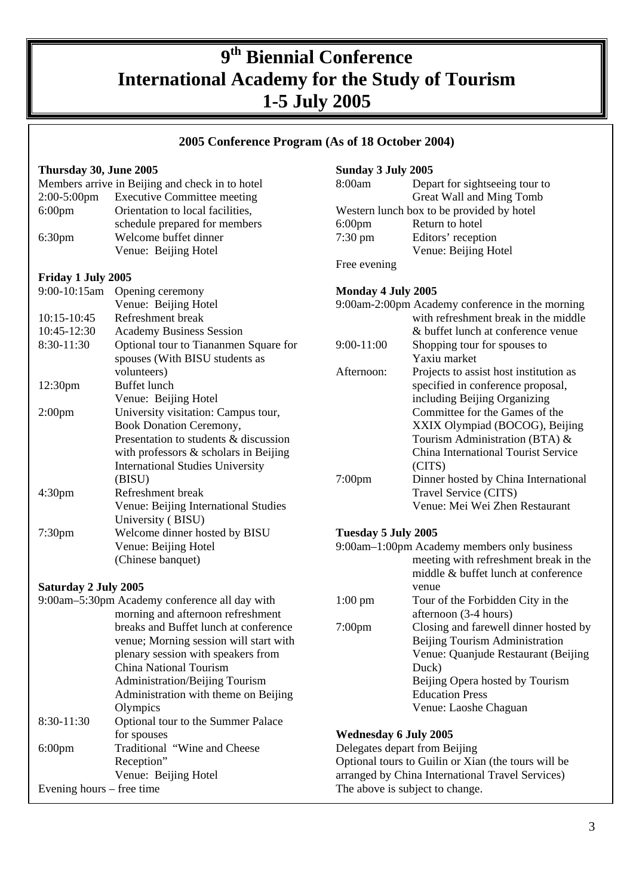# 9th Biennial Conference
# International Academy for the Study of Tourism
# 1-5 July 2005

## 2005 Conference Program (As of 18 October 2004)

**Thursday 30, June 2005**

Members arrive in Beijing and check in to hotel

| | |
|---|---|
| 2:00-5:00pm | Executive Committee meeting |
| 6:00pm | Orientation to local facilities, schedule prepared for members |
| 6:30pm | Welcome buffet dinner<br>Venue: Beijing Hotel |

**Friday 1 July 2005**

| | |
|---|---|
| 9:00-10:15am | Opening ceremony<br>Venue: Beijing Hotel |
| 10:15-10:45 | Refreshment break |
| 10:45-12:30 | Academy Business Session |
| 8:30-11:30 | Optional tour to Tiananmen Square for spouses (With BISU students as volunteers) |
| 12:30pm | Buffet lunch<br>Venue: Beijing Hotel |
| 2:00pm | University visitation: Campus tour, Book Donation Ceremony, Presentation to students & discussion with professors & scholars in Beijing International Studies University (BISU) |
| 4:30pm | Refreshment break<br>Venue: Beijing International Studies University ( BISU) |
| 7:30pm | Welcome dinner hosted by BISU<br>Venue: Beijing Hotel<br>(Chinese banquet) |

**Saturday 2 July 2005**

| | |
|---|---|
| 9:00am–5:30pm | Academy conference all day with morning and afternoon refreshment breaks and Buffet lunch at conference venue; Morning session will start with plenary session with speakers from China National Tourism Administration/Beijing Tourism Administration with theme on Beijing Olympics |
| 8:30-11:30 | Optional tour to the Summer Palace for spouses |
| 6:00pm | Traditional "Wine and Cheese Reception"<br>Venue: Beijing Hotel |

Evening hours – free time

**Sunday 3 July 2005**

| | |
|---|---|
| 8:00am | Depart for sightseeing tour to Great Wall and Ming Tomb |

Western lunch box to be provided by hotel

| | |
|---|---|
| 6:00pm | Return to hotel |
| 7:30 pm | Editors' reception<br>Venue: Beijing Hotel |

Free evening

**Monday 4 July 2005**

| | |
|---|---|
| 9:00am-2:00pm | Academy conference in the morning with refreshment break in the middle & buffet lunch at conference venue |
| 9:00-11:00 | Shopping tour for spouses to Yaxiu market |
| Afternoon: | Projects to assist host institution as specified in conference proposal, including Beijing Organizing Committee for the Games of the XXIX Olympiad (BOCOG), Beijing Tourism Administration (BTA) & China International Tourist Service (CITS) |
| 7:00pm | Dinner hosted by China International Travel Service (CITS)<br>Venue: Mei Wei Zhen Restaurant |

**Tuesday 5 July 2005**

| | |
|---|---|
| 9:00am–1:00pm | Academy members only business meeting with refreshment break in the middle & buffet lunch at conference venue |
| 1:00 pm | Tour of the Forbidden City in the afternoon (3-4 hours) |
| 7:00pm | Closing and farewell dinner hosted by Beijing Tourism Administration<br>Venue: Quanjude Restaurant (Beijing Duck)<br>Beijing Opera hosted by Tourism Education Press<br>Venue: Laoshe Chaguan |

**Wednesday 6 July 2005**

Delegates depart from Beijing

Optional tours to Guilin or Xian (the tours will be arranged by China International Travel Services)

The above is subject to change.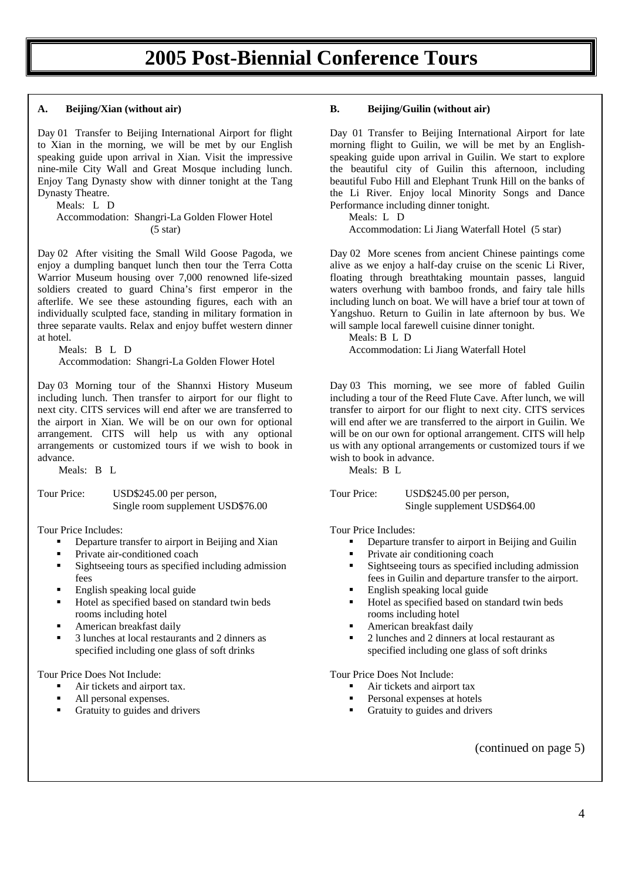# 2005 Post-Biennial Conference Tours

### A. Beijing/Xian (without air)

Day 01 Transfer to Beijing International Airport for flight to Xian in the morning, we will be met by our English speaking guide upon arrival in Xian. Visit the impressive nine-mile City Wall and Great Mosque including lunch. Enjoy Tang Dynasty show with dinner tonight at the Tang Dynasty Theatre.

Meals: L D

Accommodation: Shangri-La Golden Flower Hotel (5 star)

Day 02 After visiting the Small Wild Goose Pagoda, we enjoy a dumpling banquet lunch then tour the Terra Cotta Warrior Museum housing over 7,000 renowned life-sized soldiers created to guard China's first emperor in the afterlife. We see these astounding figures, each with an individually sculpted face, standing in military formation in three separate vaults. Relax and enjoy buffet western dinner at hotel.

Meals: B L D

Accommodation: Shangri-La Golden Flower Hotel

Day 03 Morning tour of the Shannxi History Museum including lunch. Then transfer to airport for our flight to next city. CITS services will end after we are transferred to the airport in Xian. We will be on our own for optional arrangement. CITS will help us with any optional arrangements or customized tours if we wish to book in advance.

Meals: B L

Tour Price: USD$245.00 per person, Single room supplement USD$76.00

Tour Price Includes:

- Departure transfer to airport in Beijing and Xian
- Private air-conditioned coach
- Sightseeing tours as specified including admission fees
- English speaking local guide
- Hotel as specified based on standard twin beds rooms including hotel
- American breakfast daily
- 3 lunches at local restaurants and 2 dinners as specified including one glass of soft drinks

Tour Price Does Not Include:

- Air tickets and airport tax.
- All personal expenses.
- Gratuity to guides and drivers

### B. Beijing/Guilin (without air)

Day 01 Transfer to Beijing International Airport for late morning flight to Guilin, we will be met by an English-speaking guide upon arrival in Guilin. We start to explore the beautiful city of Guilin this afternoon, including beautiful Fubo Hill and Elephant Trunk Hill on the banks of the Li River. Enjoy local Minority Songs and Dance Performance including dinner tonight.

Meals: L D

Accommodation: Li Jiang Waterfall Hotel (5 star)

Day 02 More scenes from ancient Chinese paintings come alive as we enjoy a half-day cruise on the scenic Li River, floating through breathtaking mountain passes, languid waters overhung with bamboo fronds, and fairy tale hills including lunch on boat. We will have a brief tour at town of Yangshuo. Return to Guilin in late afternoon by bus. We will sample local farewell cuisine dinner tonight.

Meals: B L D

Accommodation: Li Jiang Waterfall Hotel

Day 03 This morning, we see more of fabled Guilin including a tour of the Reed Flute Cave. After lunch, we will transfer to airport for our flight to next city. CITS services will end after we are transferred to the airport in Guilin. We will be on our own for optional arrangement. CITS will help us with any optional arrangements or customized tours if we wish to book in advance.

Meals: B L

Tour Price: USD$245.00 per person, Single supplement USD$64.00

Tour Price Includes:

- Departure transfer to airport in Beijing and Guilin
- Private air conditioning coach
- Sightseeing tours as specified including admission fees in Guilin and departure transfer to the airport.
- English speaking local guide
- Hotel as specified based on standard twin beds rooms including hotel
- American breakfast daily
- 2 lunches and 2 dinners at local restaurant as specified including one glass of soft drinks

Tour Price Does Not Include:

- Air tickets and airport tax
- Personal expenses at hotels
- Gratuity to guides and drivers

(continued on page 5)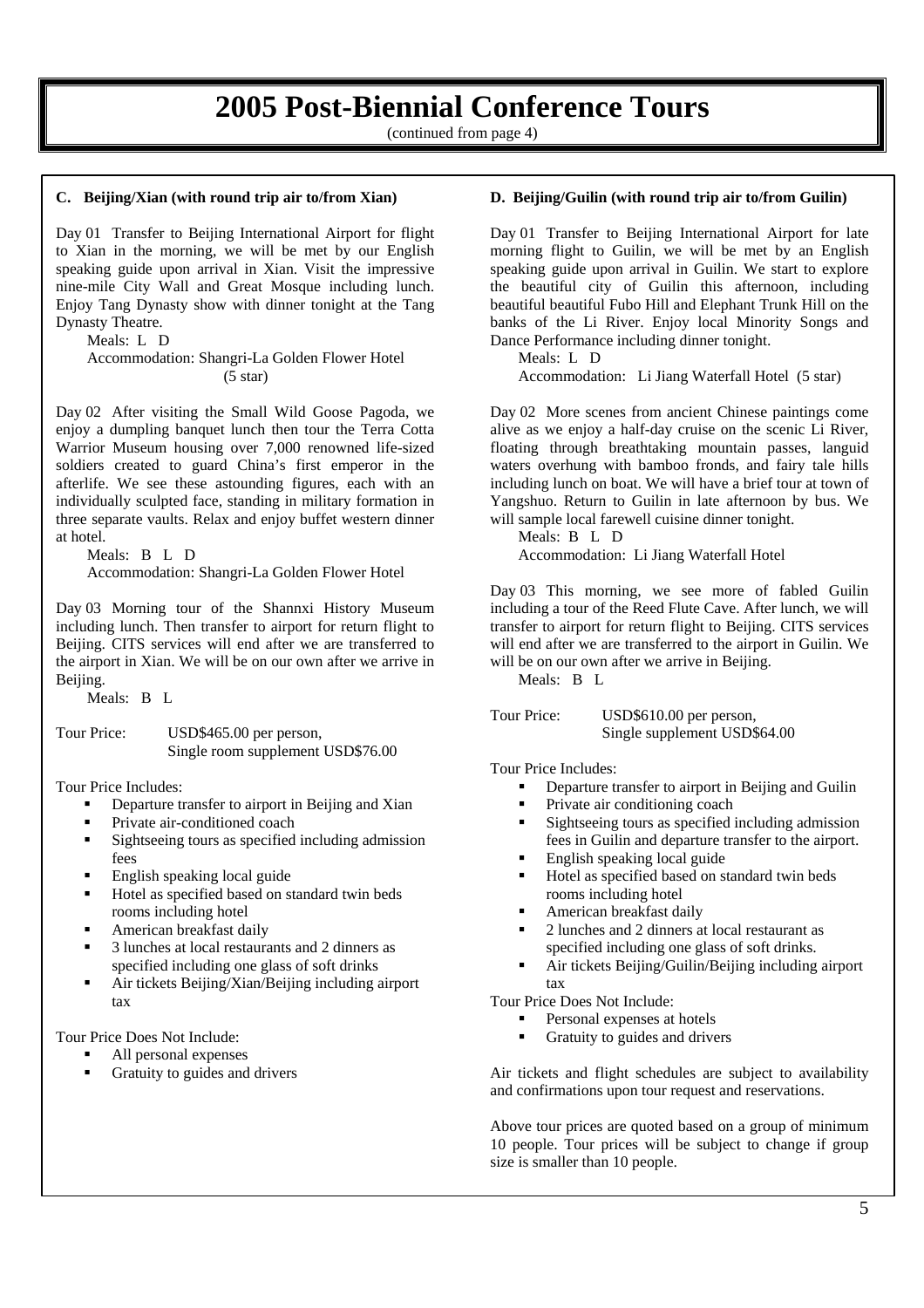# 2005 Post-Biennial Conference Tours

(continued from page 4)

### C. Beijing/Xian (with round trip air to/from Xian)

Day 01 Transfer to Beijing International Airport for flight to Xian in the morning, we will be met by our English speaking guide upon arrival in Xian. Visit the impressive nine-mile City Wall and Great Mosque including lunch. Enjoy Tang Dynasty show with dinner tonight at the Tang Dynasty Theatre.

Meals: L D

Accommodation: Shangri-La Golden Flower Hotel (5 star)

Day 02 After visiting the Small Wild Goose Pagoda, we enjoy a dumpling banquet lunch then tour the Terra Cotta Warrior Museum housing over 7,000 renowned life-sized soldiers created to guard China's first emperor in the afterlife. We see these astounding figures, each with an individually sculpted face, standing in military formation in three separate vaults. Relax and enjoy buffet western dinner at hotel.

Meals: B L D

Accommodation: Shangri-La Golden Flower Hotel

Day 03 Morning tour of the Shannxi History Museum including lunch. Then transfer to airport for return flight to Beijing. CITS services will end after we are transferred to the airport in Xian. We will be on our own after we arrive in Beijing.

Meals: B L

Tour Price: USD$465.00 per person,
Single room supplement USD$76.00

Tour Price Includes:

- Departure transfer to airport in Beijing and Xian
- Private air-conditioned coach
- Sightseeing tours as specified including admission fees
- English speaking local guide
- Hotel as specified based on standard twin beds rooms including hotel
- American breakfast daily
- 3 lunches at local restaurants and 2 dinners as specified including one glass of soft drinks
- Air tickets Beijing/Xian/Beijing including airport tax

Tour Price Does Not Include:

- All personal expenses
- Gratuity to guides and drivers

### D. Beijing/Guilin (with round trip air to/from Guilin)

Day 01 Transfer to Beijing International Airport for late morning flight to Guilin, we will be met by an English speaking guide upon arrival in Guilin. We start to explore the beautiful city of Guilin this afternoon, including beautiful beautiful Fubo Hill and Elephant Trunk Hill on the banks of the Li River. Enjoy local Minority Songs and Dance Performance including dinner tonight.

Meals: L D

Accommodation: Li Jiang Waterfall Hotel (5 star)

Day 02 More scenes from ancient Chinese paintings come alive as we enjoy a half-day cruise on the scenic Li River, floating through breathtaking mountain passes, languid waters overhung with bamboo fronds, and fairy tale hills including lunch on boat. We will have a brief tour at town of Yangshuo. Return to Guilin in late afternoon by bus. We will sample local farewell cuisine dinner tonight.

Meals: B L D

Accommodation: Li Jiang Waterfall Hotel

Day 03 This morning, we see more of fabled Guilin including a tour of the Reed Flute Cave. After lunch, we will transfer to airport for return flight to Beijing. CITS services will end after we are transferred to the airport in Guilin. We will be on our own after we arrive in Beijing.

Meals: B L

Tour Price: USD$610.00 per person,
Single supplement USD$64.00

Tour Price Includes:

- Departure transfer to airport in Beijing and Guilin
- Private air conditioning coach
- Sightseeing tours as specified including admission fees in Guilin and departure transfer to the airport.
- English speaking local guide
- Hotel as specified based on standard twin beds rooms including hotel
- American breakfast daily
- 2 lunches and 2 dinners at local restaurant as specified including one glass of soft drinks.
- Air tickets Beijing/Guilin/Beijing including airport tax

Tour Price Does Not Include:

- Personal expenses at hotels
- Gratuity to guides and drivers

Air tickets and flight schedules are subject to availability and confirmations upon tour request and reservations.

Above tour prices are quoted based on a group of minimum 10 people. Tour prices will be subject to change if group size is smaller than 10 people.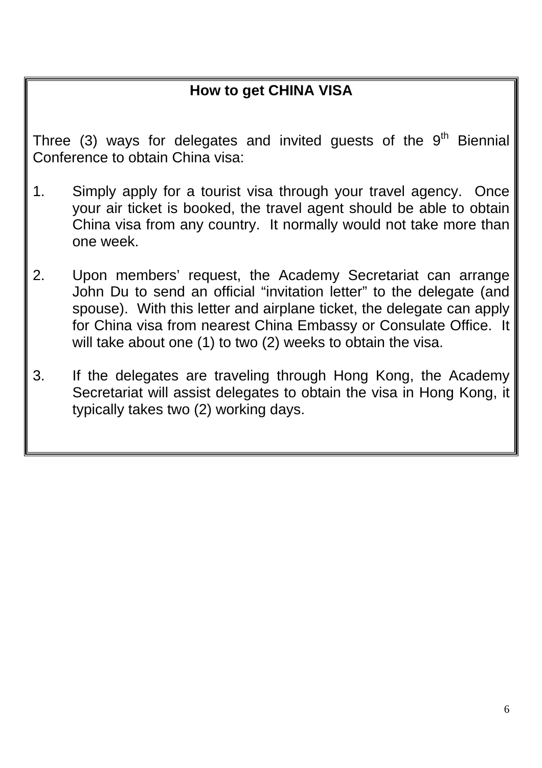# How to get CHINA VISA

Three (3) ways for delegates and invited guests of the 9th Biennial Conference to obtain China visa:

1. Simply apply for a tourist visa through your travel agency. Once your air ticket is booked, the travel agent should be able to obtain China visa from any country. It normally would not take more than one week.

2. Upon members' request, the Academy Secretariat can arrange John Du to send an official "invitation letter" to the delegate (and spouse). With this letter and airplane ticket, the delegate can apply for China visa from nearest China Embassy or Consulate Office. It will take about one (1) to two (2) weeks to obtain the visa.

3. If the delegates are traveling through Hong Kong, the Academy Secretariat will assist delegates to obtain the visa in Hong Kong, it typically takes two (2) working days.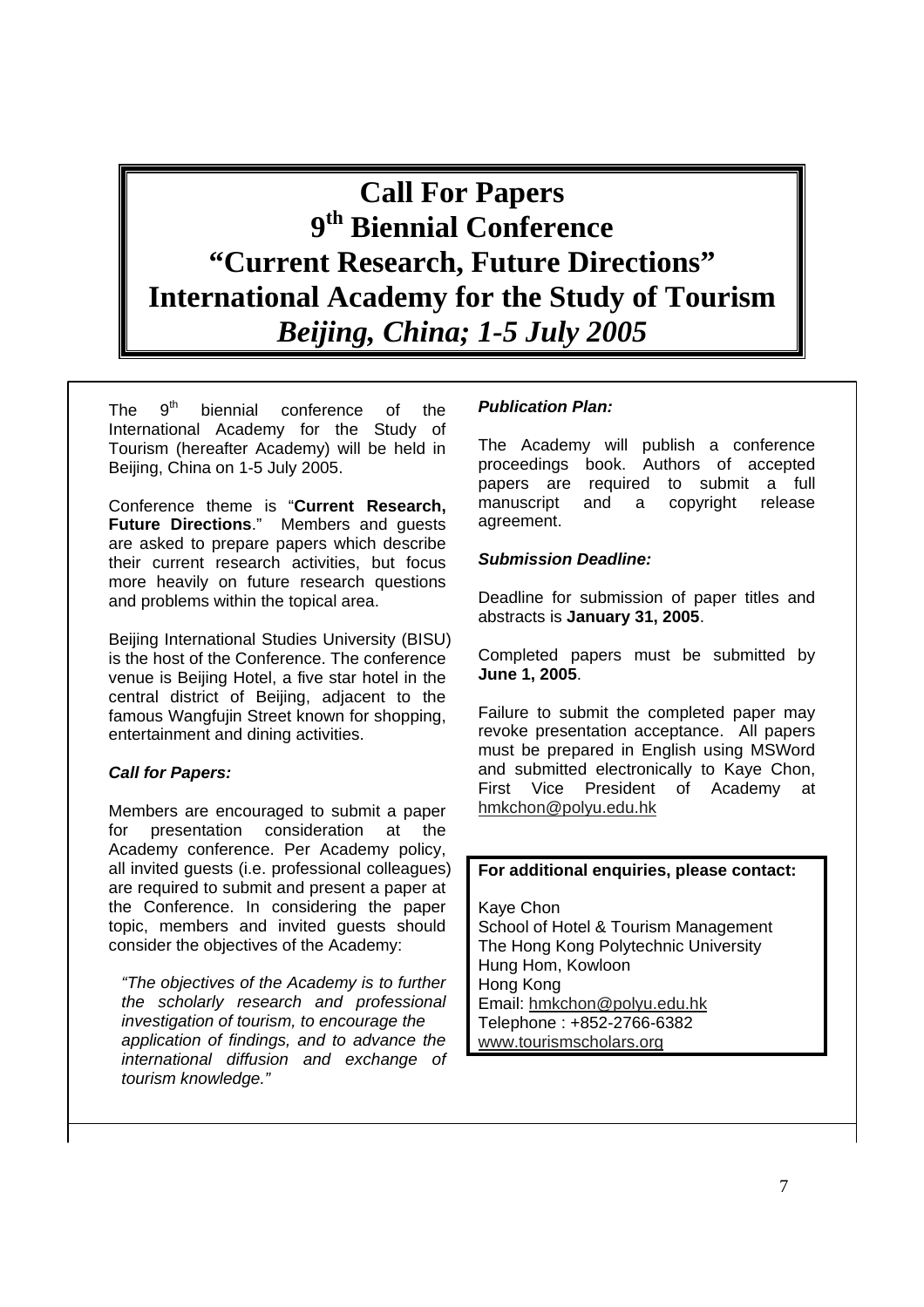# Call For Papers
# 9th Biennial Conference
# "Current Research, Future Directions"
# International Academy for the Study of Tourism
## *Beijing, China; 1-5 July 2005*

The 9th biennial conference of the International Academy for the Study of Tourism (hereafter Academy) will be held in Beijing, China on 1-5 July 2005.

Conference theme is "**Current Research, Future Directions**." Members and guests are asked to prepare papers which describe their current research activities, but focus more heavily on future research questions and problems within the topical area.

Beijing International Studies University (BISU) is the host of the Conference. The conference venue is Beijing Hotel, a five star hotel in the central district of Beijing, adjacent to the famous Wangfujin Street known for shopping, entertainment and dining activities.

***Call for Papers:***

Members are encouraged to submit a paper for presentation consideration at the Academy conference. Per Academy policy, all invited guests (i.e. professional colleagues) are required to submit and present a paper at the Conference. In considering the paper topic, members and invited guests should consider the objectives of the Academy:

> *"The objectives of the Academy is to further the scholarly research and professional investigation of tourism, to encourage the application of findings, and to advance the international diffusion and exchange of tourism knowledge."*

***Publication Plan:***

The Academy will publish a conference proceedings book. Authors of accepted papers are required to submit a full manuscript and a copyright release agreement.

***Submission Deadline:***

Deadline for submission of paper titles and abstracts is **January 31, 2005**.

Completed papers must be submitted by **June 1, 2005**.

Failure to submit the completed paper may revoke presentation acceptance. All papers must be prepared in English using MSWord and submitted electronically to Kaye Chon, First Vice President of Academy at hmkchon@polyu.edu.hk

**For additional enquiries, please contact:**

Kaye Chon
School of Hotel & Tourism Management
The Hong Kong Polytechnic University
Hung Hom, Kowloon
Hong Kong
Email: hmkchon@polyu.edu.hk
Telephone : +852-2766-6382
www.tourismscholars.org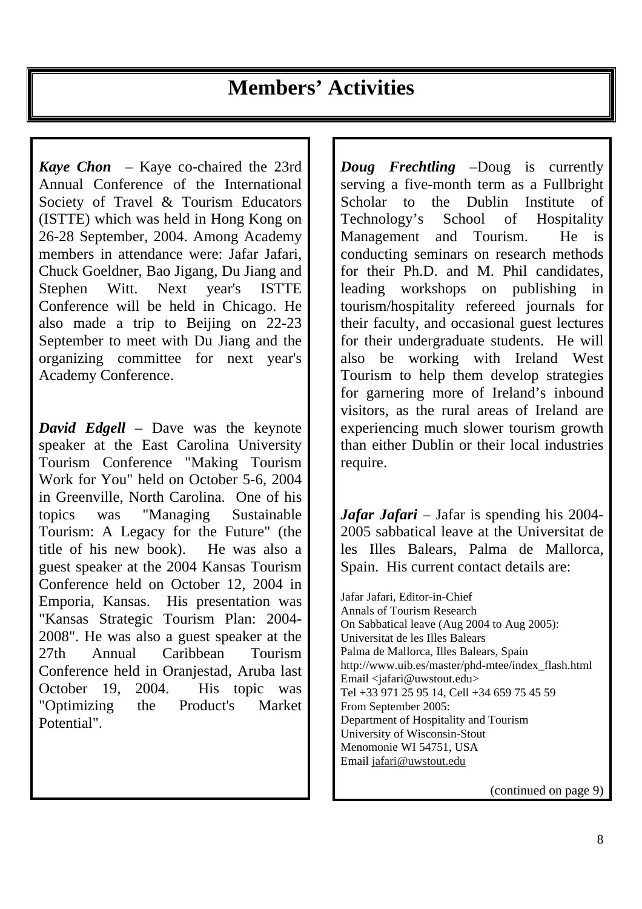# Members' Activities

***Kaye Chon*** – Kaye co-chaired the 23rd Annual Conference of the International Society of Travel & Tourism Educators (ISTTE) which was held in Hong Kong on 26-28 September, 2004. Among Academy members in attendance were: Jafar Jafari, Chuck Goeldner, Bao Jigang, Du Jiang and Stephen Witt. Next year's ISTTE Conference will be held in Chicago. He also made a trip to Beijing on 22-23 September to meet with Du Jiang and the organizing committee for next year's Academy Conference.

***David Edgell*** – Dave was the keynote speaker at the East Carolina University Tourism Conference "Making Tourism Work for You" held on October 5-6, 2004 in Greenville, North Carolina. One of his topics was "Managing Sustainable Tourism: A Legacy for the Future" (the title of his new book). He was also a guest speaker at the 2004 Kansas Tourism Conference held on October 12, 2004 in Emporia, Kansas. His presentation was "Kansas Strategic Tourism Plan: 2004-2008". He was also a guest speaker at the 27th Annual Caribbean Tourism Conference held in Oranjestad, Aruba last October 19, 2004. His topic was "Optimizing the Product's Market Potential".

***Doug Frechtling*** –Doug is currently serving a five-month term as a Fullbright Scholar to the Dublin Institute of Technology's School of Hospitality Management and Tourism. He is conducting seminars on research methods for their Ph.D. and M. Phil candidates, leading workshops on publishing in tourism/hospitality refereed journals for their faculty, and occasional guest lectures for their undergraduate students. He will also be working with Ireland West Tourism to help them develop strategies for garnering more of Ireland's inbound visitors, as the rural areas of Ireland are experiencing much slower tourism growth than either Dublin or their local industries require.

***Jafar Jafari*** – Jafar is spending his 2004-2005 sabbatical leave at the Universitat de les Illes Balears, Palma de Mallorca, Spain. His current contact details are:

Jafar Jafari, Editor-in-Chief
Annals of Tourism Research
On Sabbatical leave (Aug 2004 to Aug 2005):
Universitat de les Illes Balears
Palma de Mallorca, Illes Balears, Spain
http://www.uib.es/master/phd-mtee/index_flash.html
Email <jafari@uwstout.edu>
Tel +33 971 25 95 14, Cell +34 659 75 45 59
From September 2005:
Department of Hospitality and Tourism
University of Wisconsin-Stout
Menomonie WI 54751, USA
Email jafari@uwstout.edu

(continued on page 9)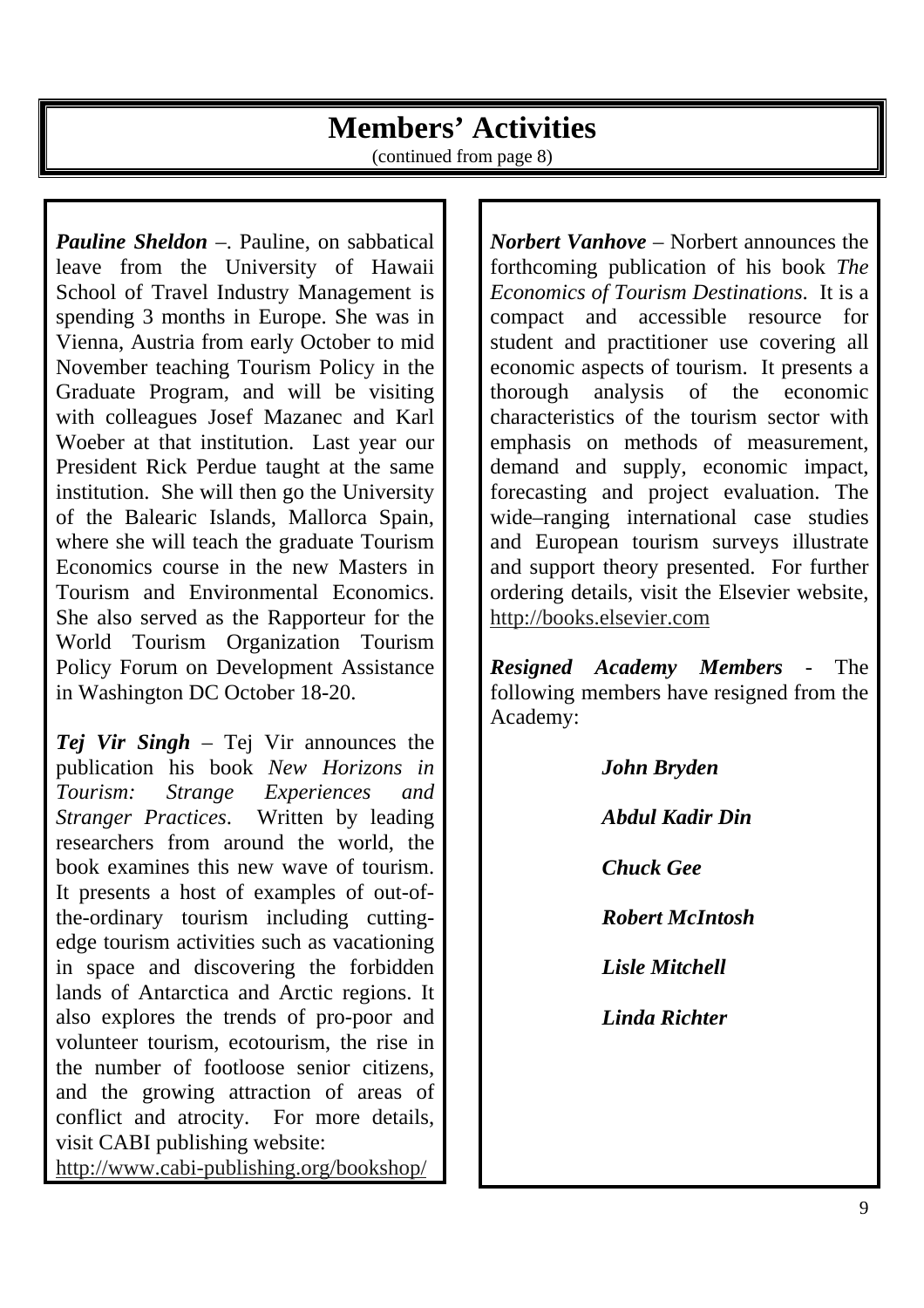# Members' Activities

(continued from page 8)

***Pauline Sheldon*** –. Pauline, on sabbatical leave from the University of Hawaii School of Travel Industry Management is spending 3 months in Europe. She was in Vienna, Austria from early October to mid November teaching Tourism Policy in the Graduate Program, and will be visiting with colleagues Josef Mazanec and Karl Woeber at that institution. Last year our President Rick Perdue taught at the same institution. She will then go the University of the Balearic Islands, Mallorca Spain, where she will teach the graduate Tourism Economics course in the new Masters in Tourism and Environmental Economics. She also served as the Rapporteur for the World Tourism Organization Tourism Policy Forum on Development Assistance in Washington DC October 18-20.

***Tej Vir Singh*** – Tej Vir announces the publication his book *New Horizons in Tourism: Strange Experiences and Stranger Practices*. Written by leading researchers from around the world, the book examines this new wave of tourism. It presents a host of examples of out-of-the-ordinary tourism including cutting-edge tourism activities such as vacationing in space and discovering the forbidden lands of Antarctica and Arctic regions. It also explores the trends of pro-poor and volunteer tourism, ecotourism, the rise in the number of footloose senior citizens, and the growing attraction of areas of conflict and atrocity. For more details, visit CABI publishing website: http://www.cabi-publishing.org/bookshop/

***Norbert Vanhove*** – Norbert announces the forthcoming publication of his book *The Economics of Tourism Destinations*. It is a compact and accessible resource for student and practitioner use covering all economic aspects of tourism. It presents a thorough analysis of the economic characteristics of the tourism sector with emphasis on methods of measurement, demand and supply, economic impact, forecasting and project evaluation. The wide–ranging international case studies and European tourism surveys illustrate and support theory presented. For further ordering details, visit the Elsevier website, http://books.elsevier.com

***Resigned Academy Members*** - The following members have resigned from the Academy:

***John Bryden***

***Abdul Kadir Din***

***Chuck Gee***

***Robert McIntosh***

***Lisle Mitchell***

***Linda Richter***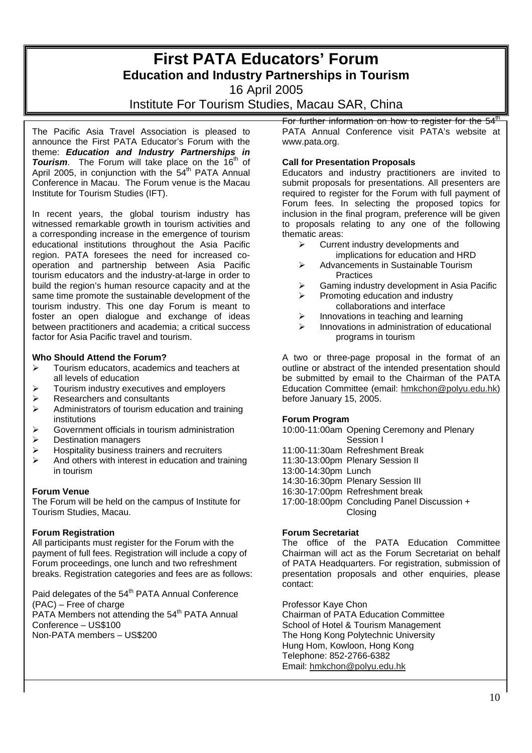# First PATA Educators' Forum

## Education and Industry Partnerships in Tourism

16 April 2005

Institute For Tourism Studies, Macau SAR, China

The Pacific Asia Travel Association is pleased to announce the First PATA Educator's Forum with the theme: ***Education and Industry Partnerships in Tourism***. The Forum will take place on the 16th of April 2005, in conjunction with the 54th PATA Annual Conference in Macau. The Forum venue is the Macau Institute for Tourism Studies (IFT).

In recent years, the global tourism industry has witnessed remarkable growth in tourism activities and a corresponding increase in the emergence of tourism educational institutions throughout the Asia Pacific region. PATA foresees the need for increased co-operation and partnership between Asia Pacific tourism educators and the industry-at-large in order to build the region's human resource capacity and at the same time promote the sustainable development of the tourism industry. This one day Forum is meant to foster an open dialogue and exchange of ideas between practitioners and academia; a critical success factor for Asia Pacific travel and tourism.

**Who Should Attend the Forum?**

- Tourism educators, academics and teachers at all levels of education
- Tourism industry executives and employers
- Researchers and consultants
- Administrators of tourism education and training institutions
- Government officials in tourism administration
- Destination managers
- Hospitality business trainers and recruiters
- And others with interest in education and training in tourism

**Forum Venue**

The Forum will be held on the campus of Institute for Tourism Studies, Macau.

**Forum Registration**

All participants must register for the Forum with the payment of full fees. Registration will include a copy of Forum proceedings, one lunch and two refreshment breaks. Registration categories and fees are as follows:

Paid delegates of the 54th PATA Annual Conference (PAC) – Free of charge
PATA Members not attending the 54th PATA Annual Conference – US$100
Non-PATA members – US$200

For further information on how to register for the 54th PATA Annual Conference visit PATA's website at www.pata.org.

**Call for Presentation Proposals**

Educators and industry practitioners are invited to submit proposals for presentations. All presenters are required to register for the Forum with full payment of Forum fees. In selecting the proposed topics for inclusion in the final program, preference will be given to proposals relating to any one of the following thematic areas:

- Current industry developments and implications for education and HRD
- Advancements in Sustainable Tourism Practices
- Gaming industry development in Asia Pacific
- Promoting education and industry collaborations and interface
- Innovations in teaching and learning
- Innovations in administration of educational programs in tourism

A two or three-page proposal in the format of an outline or abstract of the intended presentation should be submitted by email to the Chairman of the PATA Education Committee (email: hmkchon@polyu.edu.hk) before January 15, 2005.

**Forum Program**

10:00-11:00am Opening Ceremony and Plenary Session I
11:00-11:30am Refreshment Break
11:30-13:00pm Plenary Session II
13:00-14:30pm Lunch
14:30-16:30pm Plenary Session III
16:30-17:00pm Refreshment break
17:00-18:00pm Concluding Panel Discussion + Closing

**Forum Secretariat**

The office of the PATA Education Committee Chairman will act as the Forum Secretariat on behalf of PATA Headquarters. For registration, submission of presentation proposals and other enquiries, please contact:

Professor Kaye Chon
Chairman of PATA Education Committee
School of Hotel & Tourism Management
The Hong Kong Polytechnic University
Hung Hom, Kowloon, Hong Kong
Telephone: 852-2766-6382
Email: hmkchon@polyu.edu.hk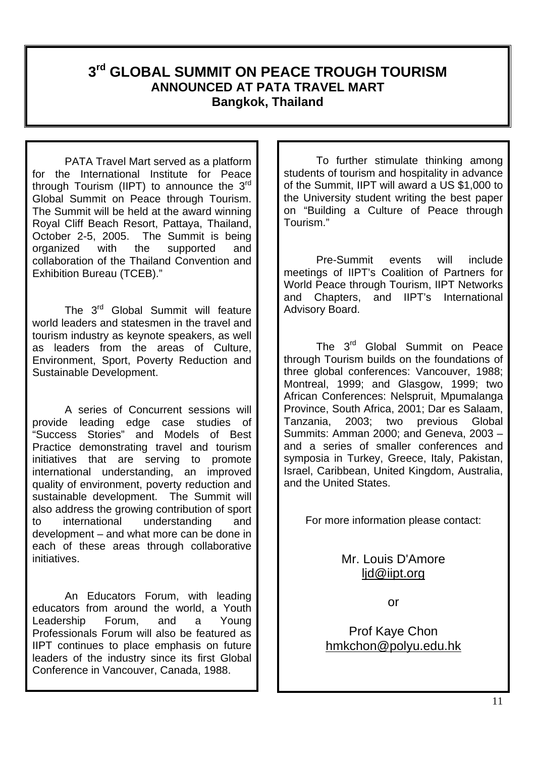# 3rd GLOBAL SUMMIT ON PEACE TROUGH TOURISM

## ANNOUNCED AT PATA TRAVEL MART

### Bangkok, Thailand

PATA Travel Mart served as a platform for the International Institute for Peace through Tourism (IIPT) to announce the 3rd Global Summit on Peace through Tourism. The Summit will be held at the award winning Royal Cliff Beach Resort, Pattaya, Thailand, October 2-5, 2005. The Summit is being organized with the supported and collaboration of the Thailand Convention and Exhibition Bureau (TCEB)."

The 3rd Global Summit will feature world leaders and statesmen in the travel and tourism industry as keynote speakers, as well as leaders from the areas of Culture, Environment, Sport, Poverty Reduction and Sustainable Development.

A series of Concurrent sessions will provide leading edge case studies of "Success Stories" and Models of Best Practice demonstrating travel and tourism initiatives that are serving to promote international understanding, an improved quality of environment, poverty reduction and sustainable development. The Summit will also address the growing contribution of sport to international understanding and development – and what more can be done in each of these areas through collaborative initiatives.

An Educators Forum, with leading educators from around the world, a Youth Leadership Forum, and a Young Professionals Forum will also be featured as IIPT continues to place emphasis on future leaders of the industry since its first Global Conference in Vancouver, Canada, 1988.

To further stimulate thinking among students of tourism and hospitality in advance of the Summit, IIPT will award a US $1,000 to the University student writing the best paper on "Building a Culture of Peace through Tourism."

Pre-Summit events will include meetings of IIPT's Coalition of Partners for World Peace through Tourism, IIPT Networks and Chapters, and IIPT's International Advisory Board.

The 3rd Global Summit on Peace through Tourism builds on the foundations of three global conferences: Vancouver, 1988; Montreal, 1999; and Glasgow, 1999; two African Conferences: Nelspruit, Mpumalanga Province, South Africa, 2001; Dar es Salaam, Tanzania, 2003; two previous Global Summits: Amman 2000; and Geneva, 2003 – and a series of smaller conferences and symposia in Turkey, Greece, Italy, Pakistan, Israel, Caribbean, United Kingdom, Australia, and the United States.

For more information please contact:

Mr. Louis D'Amore
ljd@iipt.org

or

Prof Kaye Chon
hmkchon@polyu.edu.hk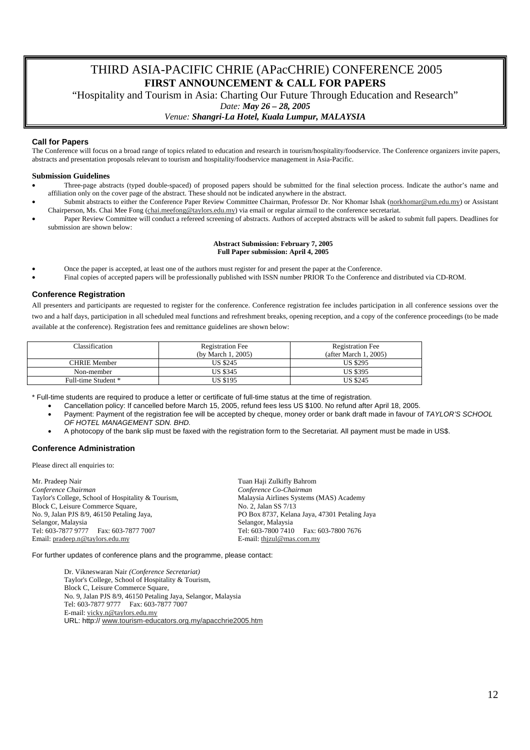# THIRD ASIA-PACIFIC CHRIE (APacCHRIE) CONFERENCE 2005

## FIRST ANNOUNCEMENT & CALL FOR PAPERS

"Hospitality and Tourism in Asia: Charting Our Future Through Education and Research"

*Date: **May 26 – 28, 2005***

*Venue: **Shangri-La Hotel, Kuala Lumpur, MALAYSIA***

### Call for Papers

The Conference will focus on a broad range of topics related to education and research in tourism/hospitality/foodservice. The Conference organizers invite papers, abstracts and presentation proposals relevant to tourism and hospitality/foodservice management in Asia-Pacific.

**Submission Guidelines**

- Three-page abstracts (typed double-spaced) of proposed papers should be submitted for the final selection process. Indicate the author's name and affiliation only on the cover page of the abstract. These should not be indicated anywhere in the abstract.
- Submit abstracts to either the Conference Paper Review Committee Chairman, Professor Dr. Nor Khomar Ishak (norkhomar@um.edu.my) or Assistant Chairperson, Ms. Chai Mee Fong (chai.meefong@taylors.edu.my) via email or regular airmail to the conference secretariat.
- Paper Review Committee will conduct a refereed screening of abstracts. Authors of accepted abstracts will be asked to submit full papers. Deadlines for submission are shown below:

**Abstract Submission: February 7, 2005**
**Full Paper submission: April 4, 2005**

- Once the paper is accepted, at least one of the authors must register for and present the paper at the Conference.
- Final copies of accepted papers will be professionally published with ISSN number PRIOR To the Conference and distributed via CD-ROM.

### Conference Registration

All presenters and participants are requested to register for the conference. Conference registration fee includes participation in all conference sessions over the two and a half days, participation in all scheduled meal functions and refreshment breaks, opening reception, and a copy of the conference proceedings (to be made available at the conference). Registration fees and remittance guidelines are shown below:

| Classification | Registration Fee (by March 1, 2005) | Registration Fee (after March 1, 2005) |
|---|---|---|
| CHRIE Member | US $245 | US $295 |
| Non-member | US $345 | US $395 |
| Full-time Student * | US $195 | US $245 |

\* Full-time students are required to produce a letter or certificate of full-time status at the time of registration.

- Cancellation policy: If cancelled before March 15, 2005, refund fees less US $100. No refund after April 18, 2005.
- Payment: Payment of the registration fee will be accepted by cheque, money order or bank draft made in favour of *TAYLOR'S SCHOOL OF HOTEL MANAGEMENT SDN. BHD.*
- A photocopy of the bank slip must be faxed with the registration form to the Secretariat. All payment must be made in US$.

### Conference Administration

Please direct all enquiries to:

Mr. Pradeep Nair
*Conference Chairman*
Taylor's College, School of Hospitality & Tourism,
Block C, Leisure Commerce Square,
No. 9, Jalan PJS 8/9, 46150 Petaling Jaya,
Selangor, Malaysia
Tel: 603-7877 9777 Fax: 603-7877 7007
Email: pradeep.n@taylors.edu.my

Tuan Haji Zulkifly Bahrom
*Conference Co-Chairman*
Malaysia Airlines Systems (MAS) Academy
No. 2, Jalan SS 7/13
PO Box 8737, Kelana Jaya, 47301 Petaling Jaya
Selangor, Malaysia
Tel: 603-7800 7410 Fax: 603-7800 7676
E-mail: thjzul@mas.com.my

For further updates of conference plans and the programme, please contact:

Dr. Vikneswaran Nair *(Conference Secretariat)*
Taylor's College, School of Hospitality & Tourism,
Block C, Leisure Commerce Square,
No. 9, Jalan PJS 8/9, 46150 Petaling Jaya, Selangor, Malaysia
Tel: 603-7877 9777 Fax: 603-7877 7007
E-mail: vicky.n@taylors.edu.my
URL: http:// www.tourism-educators.org.my/apacchrie2005.htm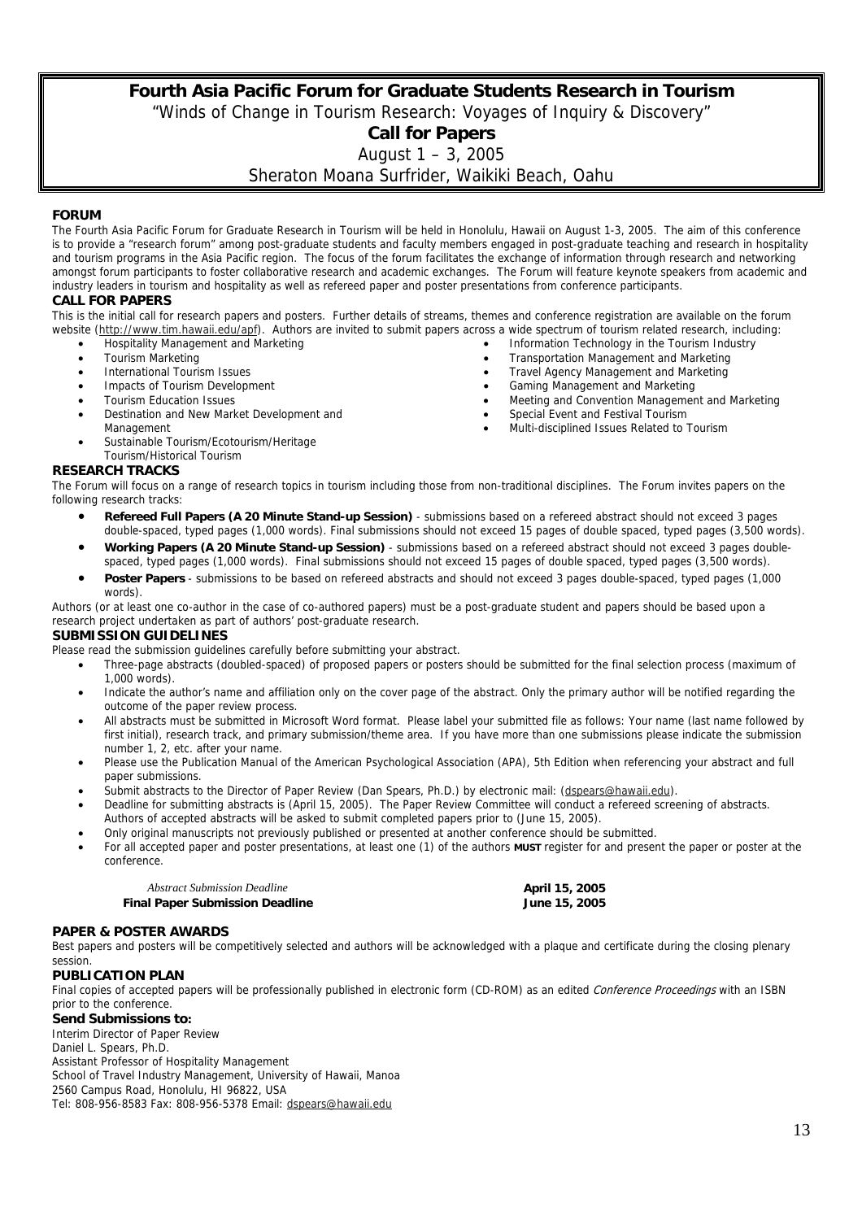# Fourth Asia Pacific Forum for Graduate Students Research in Tourism

"Winds of Change in Tourism Research: Voyages of Inquiry & Discovery"

**Call for Papers**

August 1 – 3, 2005

Sheraton Moana Surfrider, Waikiki Beach, Oahu

## FORUM

The Fourth Asia Pacific Forum for Graduate Research in Tourism will be held in Honolulu, Hawaii on August 1-3, 2005. The aim of this conference is to provide a "research forum" among post-graduate students and faculty members engaged in post-graduate teaching and research in hospitality and tourism programs in the Asia Pacific region. The focus of the forum facilitates the exchange of information through research and networking amongst forum participants to foster collaborative research and academic exchanges. The Forum will feature keynote speakers from academic and industry leaders in tourism and hospitality as well as refereed paper and poster presentations from conference participants.

## CALL FOR PAPERS

This is the initial call for research papers and posters. Further details of streams, themes and conference registration are available on the forum website (http://www.tim.hawaii.edu/apf). Authors are invited to submit papers across a wide spectrum of tourism related research, including:

- Hospitality Management and Marketing
- Tourism Marketing
- International Tourism Issues
- Impacts of Tourism Development
- Tourism Education Issues
- Destination and New Market Development and Management
- Sustainable Tourism/Ecotourism/Heritage Tourism/Historical Tourism
- Information Technology in the Tourism Industry
- Transportation Management and Marketing
- Travel Agency Management and Marketing
- Gaming Management and Marketing
- Meeting and Convention Management and Marketing
- Special Event and Festival Tourism
- Multi-disciplined Issues Related to Tourism

## RESEARCH TRACKS

The Forum will focus on a range of research topics in tourism including those from non-traditional disciplines. The Forum invites papers on the following research tracks:

- **Refereed Full Papers (A 20 Minute Stand-up Session)** - submissions based on a refereed abstract should not exceed 3 pages double-spaced, typed pages (1,000 words). Final submissions should not exceed 15 pages of double spaced, typed pages (3,500 words).
- **Working Papers (A 20 Minute Stand-up Session)** - submissions based on a refereed abstract should not exceed 3 pages double-spaced, typed pages (1,000 words). Final submissions should not exceed 15 pages of double spaced, typed pages (3,500 words).
- **Poster Papers** - submissions to be based on refereed abstracts and should not exceed 3 pages double-spaced, typed pages (1,000 words).

Authors (or at least one co-author in the case of co-authored papers) must be a post-graduate student and papers should be based upon a research project undertaken as part of authors' post-graduate research.

## SUBMISSION GUIDELINES

Please read the submission guidelines carefully before submitting your abstract.

- Three-page abstracts (doubled-spaced) of proposed papers or posters should be submitted for the final selection process (maximum of 1,000 words).
- Indicate the author's name and affiliation only on the cover page of the abstract. Only the primary author will be notified regarding the outcome of the paper review process.
- All abstracts must be submitted in Microsoft Word format. Please label your submitted file as follows: Your name (last name followed by first initial), research track, and primary submission/theme area. If you have more than one submissions please indicate the submission number 1, 2, etc. after your name.
- Please use the Publication Manual of the American Psychological Association (APA), 5th Edition when referencing your abstract and full paper submissions.
- Submit abstracts to the Director of Paper Review (Dan Spears, Ph.D.) by electronic mail: (dspears@hawaii.edu).
- Deadline for submitting abstracts is (April 15, 2005). The Paper Review Committee will conduct a refereed screening of abstracts. Authors of accepted abstracts will be asked to submit completed papers prior to (June 15, 2005).
- Only original manuscripts not previously published or presented at another conference should be submitted.
- For all accepted paper and poster presentations, at least one (1) of the authors **MUST** register for and present the paper or poster at the conference.

| | |
|---|---|
| *Abstract Submission Deadline* | **April 15, 2005** |
| **Final Paper Submission Deadline** | **June 15, 2005** |

## PAPER & POSTER AWARDS

Best papers and posters will be competitively selected and authors will be acknowledged with a plaque and certificate during the closing plenary session.

## PUBLICATION PLAN

Final copies of accepted papers will be professionally published in electronic form (CD-ROM) as an edited *Conference Proceedings* with an ISBN prior to the conference.

## Send Submissions to:

Interim Director of Paper Review
Daniel L. Spears, Ph.D.
Assistant Professor of Hospitality Management
School of Travel Industry Management, University of Hawaii, Manoa
2560 Campus Road, Honolulu, HI 96822, USA
Tel: 808-956-8583 Fax: 808-956-5378 Email: dspears@hawaii.edu